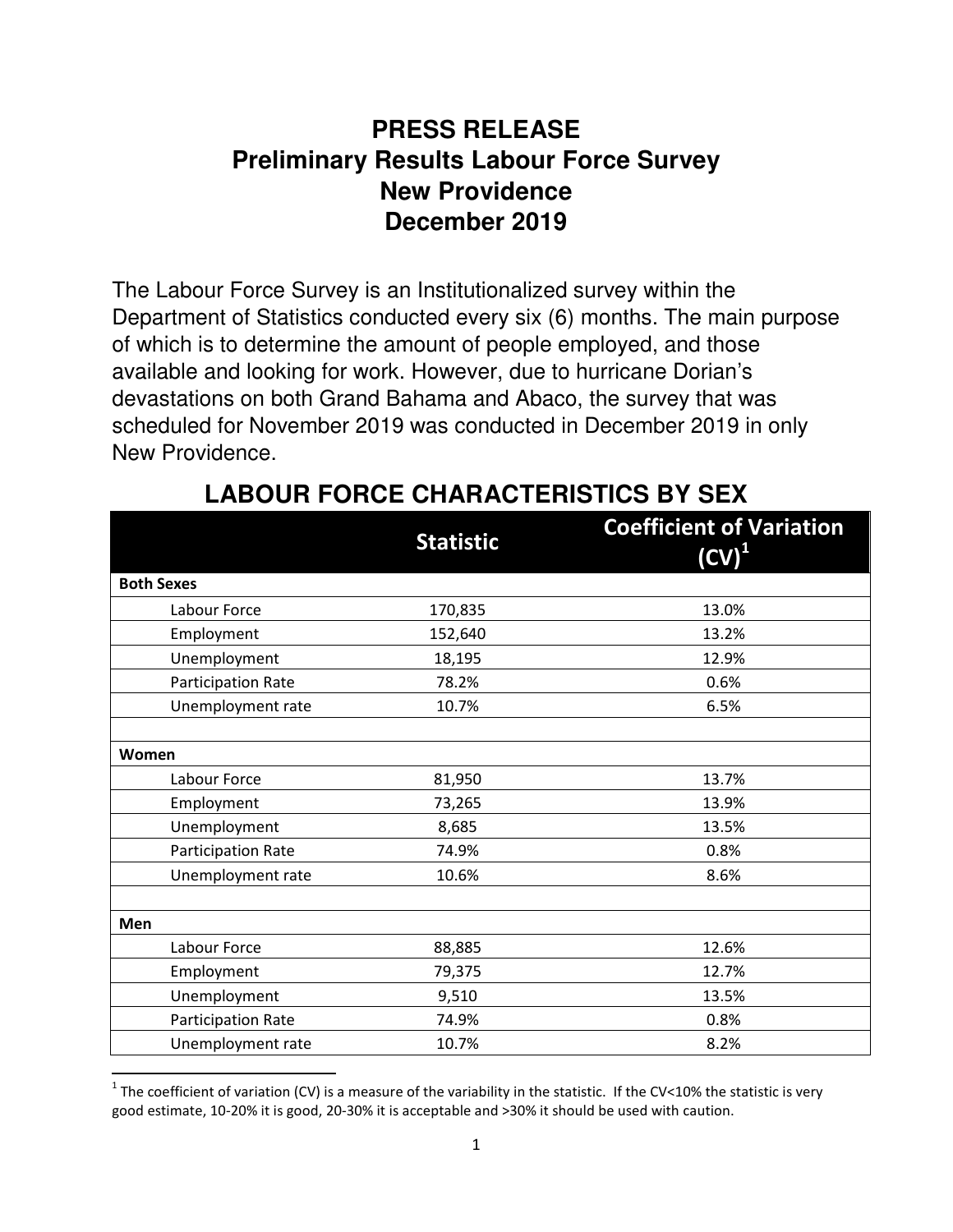# PRESS RELEASE
# Preliminary Results Labour Force Survey
# New Providence
# December 2019

The Labour Force Survey is an Institutionalized survey within the Department of Statistics conducted every six (6) months. The main purpose of which is to determine the amount of people employed, and those available and looking for work. However, due to hurricane Dorian's devastations on both Grand Bahama and Abaco, the survey that was scheduled for November 2019 was conducted in December 2019 in only New Providence.

## LABOUR FORCE CHARACTERISTICS BY SEX

| | Statistic | Coefficient of Variation (CV)[1] |
|---|---|---|
| **Both Sexes** | | |
| Labour Force | 170,835 | 13.0% |
| Employment | 152,640 | 13.2% |
| Unemployment | 18,195 | 12.9% |
| Participation Rate | 78.2% | 0.6% |
| Unemployment rate | 10.7% | 6.5% |
| | | |
| **Women** | | |
| Labour Force | 81,950 | 13.7% |
| Employment | 73,265 | 13.9% |
| Unemployment | 8,685 | 13.5% |
| Participation Rate | 74.9% | 0.8% |
| Unemployment rate | 10.6% | 8.6% |
| | | |
| **Men** | | |
| Labour Force | 88,885 | 12.6% |
| Employment | 79,375 | 12.7% |
| Unemployment | 9,510 | 13.5% |
| Participation Rate | 74.9% | 0.8% |
| Unemployment rate | 10.7% | 8.2% |

[1] The coefficient of variation (CV) is a measure of the variability in the statistic. If the CV<10% the statistic is very good estimate, 10-20% it is good, 20-30% it is acceptable and >30% it should be used with caution.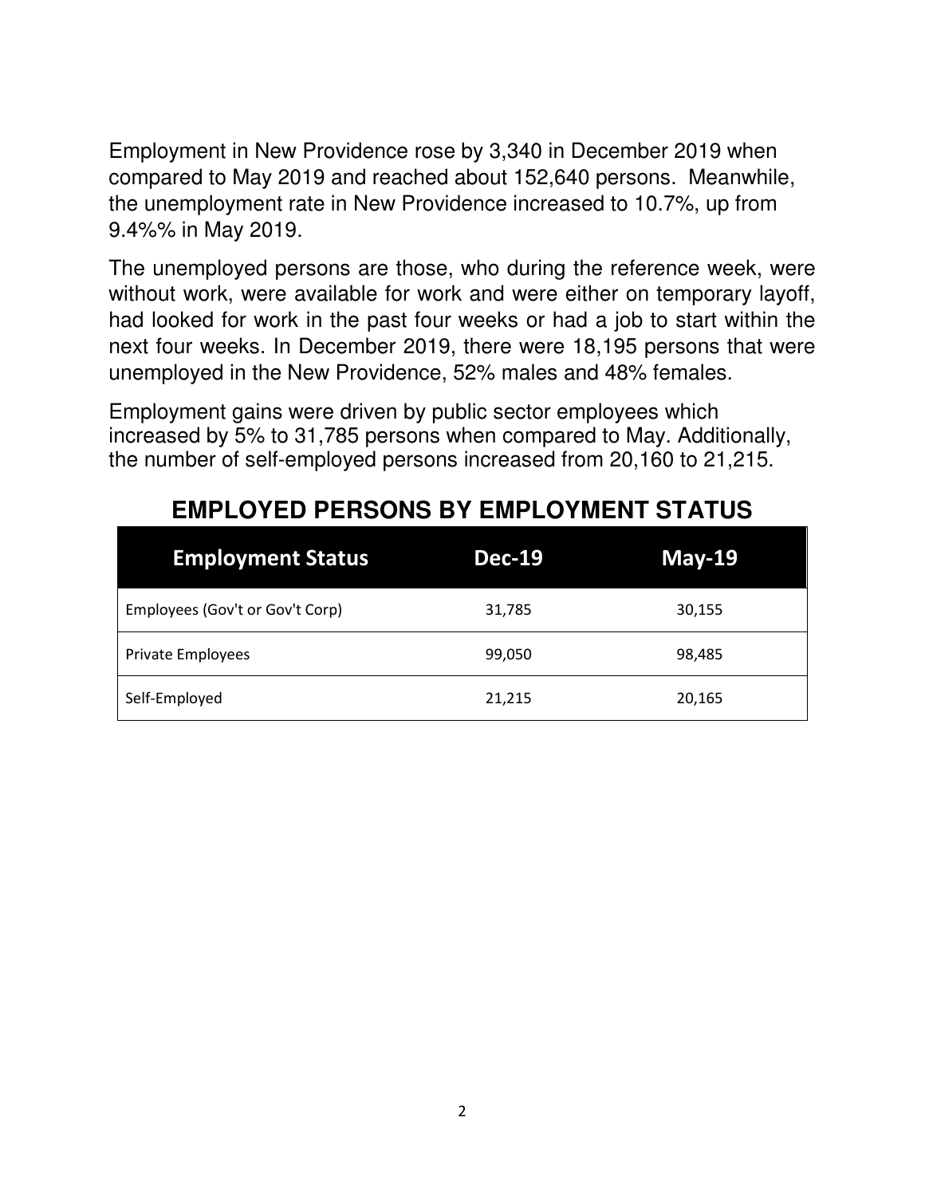Employment in New Providence rose by 3,340 in December 2019 when compared to May 2019 and reached about 152,640 persons. Meanwhile, the unemployment rate in New Providence increased to 10.7%, up from 9.4%% in May 2019.

The unemployed persons are those, who during the reference week, were without work, were available for work and were either on temporary layoff, had looked for work in the past four weeks or had a job to start within the next four weeks. In December 2019, there were 18,195 persons that were unemployed in the New Providence, 52% males and 48% females.

Employment gains were driven by public sector employees which increased by 5% to 31,785 persons when compared to May. Additionally, the number of self-employed persons increased from 20,160 to 21,215.

## EMPLOYED PERSONS BY EMPLOYMENT STATUS

| Employment Status | Dec-19 | May-19 |
|---|---|---|
| Employees (Gov't or Gov't Corp) | 31,785 | 30,155 |
| Private Employees | 99,050 | 98,485 |
| Self-Employed | 21,215 | 20,165 |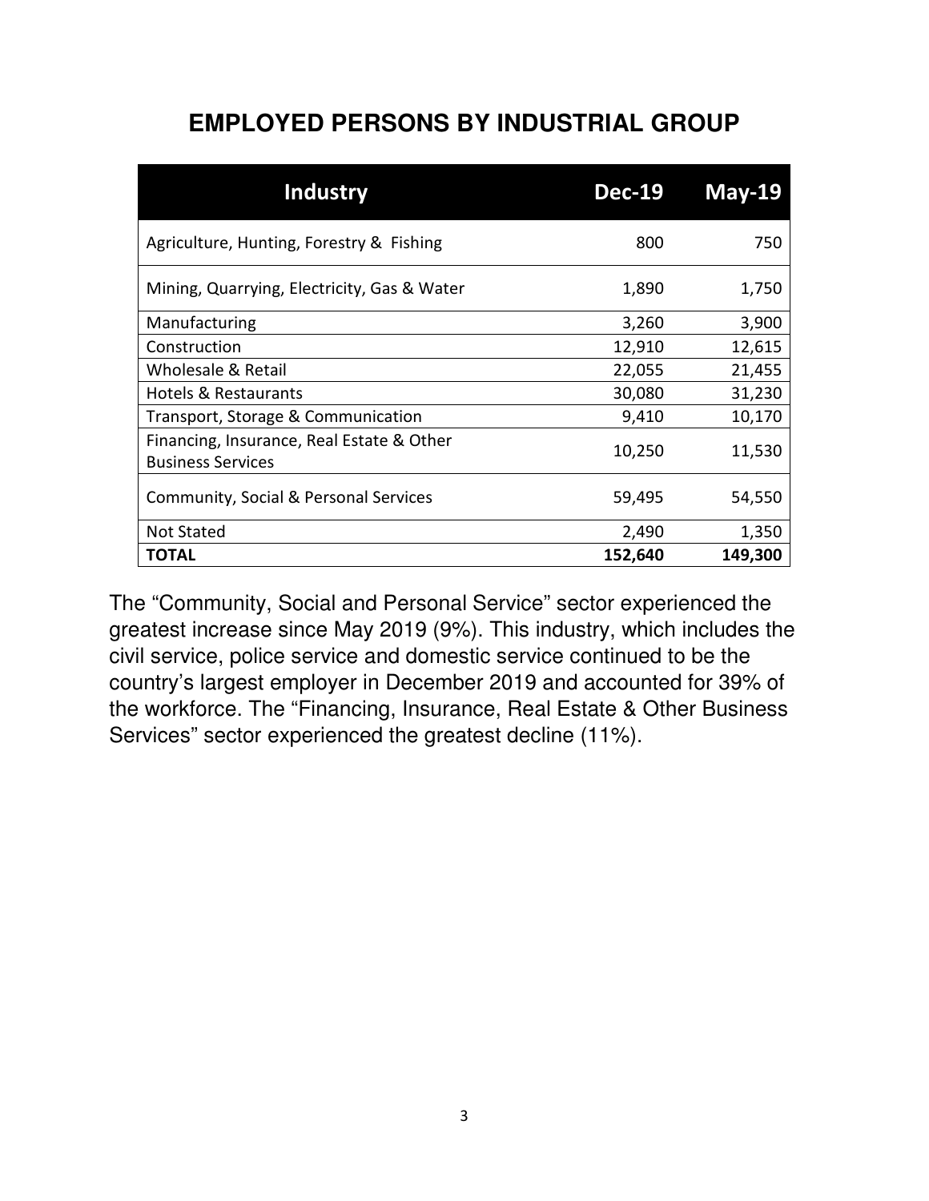## EMPLOYED PERSONS BY INDUSTRIAL GROUP

| Industry | Dec-19 | May-19 |
|---|---|---|
| Agriculture, Hunting, Forestry & Fishing | 800 | 750 |
| Mining, Quarrying, Electricity, Gas & Water | 1,890 | 1,750 |
| Manufacturing | 3,260 | 3,900 |
| Construction | 12,910 | 12,615 |
| Wholesale & Retail | 22,055 | 21,455 |
| Hotels & Restaurants | 30,080 | 31,230 |
| Transport, Storage & Communication | 9,410 | 10,170 |
| Financing, Insurance, Real Estate & Other Business Services | 10,250 | 11,530 |
| Community, Social & Personal Services | 59,495 | 54,550 |
| Not Stated | 2,490 | 1,350 |
| **TOTAL** | **152,640** | **149,300** |

The "Community, Social and Personal Service" sector experienced the greatest increase since May 2019 (9%). This industry, which includes the civil service, police service and domestic service continued to be the country's largest employer in December 2019 and accounted for 39% of the workforce. The "Financing, Insurance, Real Estate & Other Business Services" sector experienced the greatest decline (11%).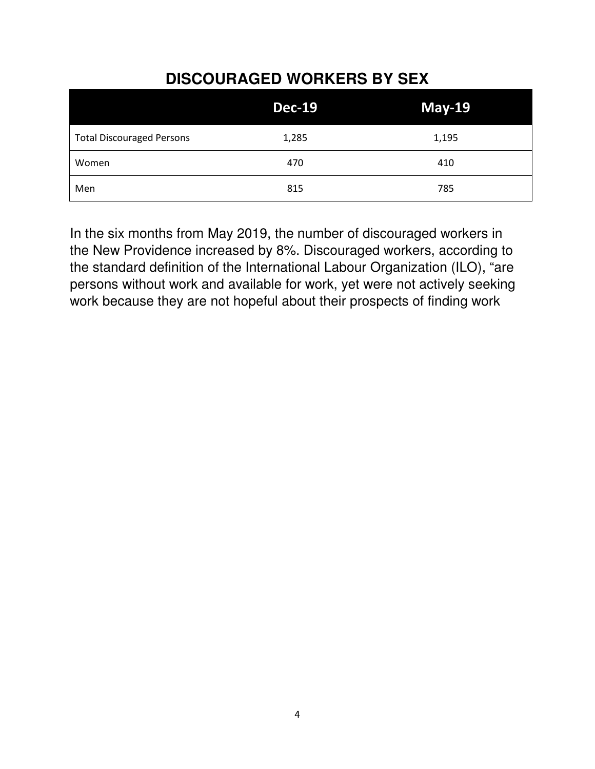## DISCOURAGED WORKERS BY SEX

| | Dec-19 | May-19 |
|---|---|---|
| Total Discouraged Persons | 1,285 | 1,195 |
| Women | 470 | 410 |
| Men | 815 | 785 |

In the six months from May 2019, the number of discouraged workers in the New Providence increased by 8%. Discouraged workers, according to the standard definition of the International Labour Organization (ILO), "are persons without work and available for work, yet were not actively seeking work because they are not hopeful about their prospects of finding work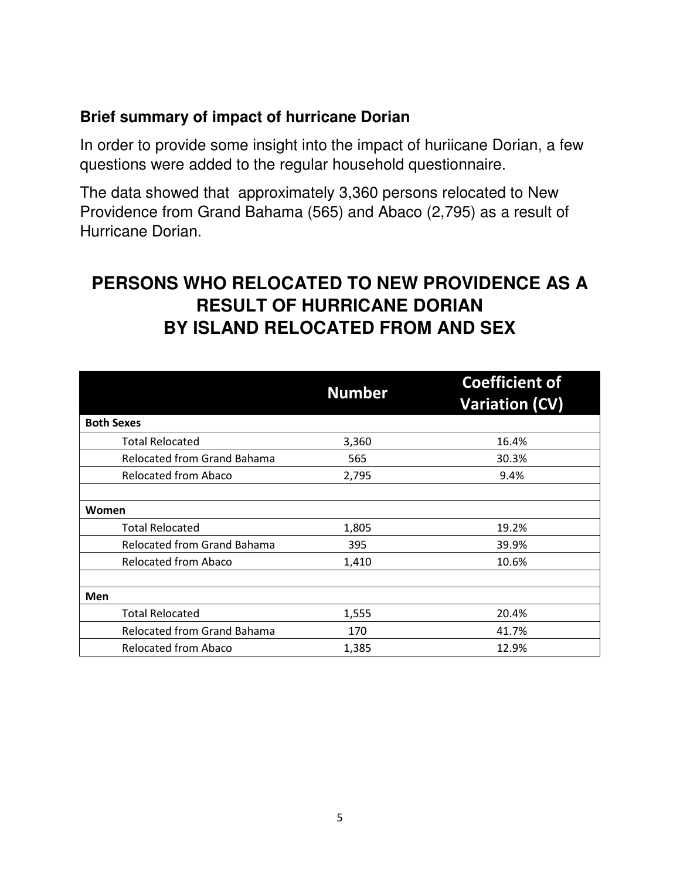## Brief summary of impact of hurricane Dorian

In order to provide some insight into the impact of huriicane Dorian, a few questions were added to the regular household questionnaire.

The data showed that approximately 3,360 persons relocated to New Providence from Grand Bahama (565) and Abaco (2,795) as a result of Hurricane Dorian.

# PERSONS WHO RELOCATED TO NEW PROVIDENCE AS A RESULT OF HURRICANE DORIAN BY ISLAND RELOCATED FROM AND SEX

| | Number | Coefficient of Variation (CV) |
|---|---|---|
| **Both Sexes** | | |
| Total Relocated | 3,360 | 16.4% |
| Relocated from Grand Bahama | 565 | 30.3% |
| Relocated from Abaco | 2,795 | 9.4% |
| | | |
| **Women** | | |
| Total Relocated | 1,805 | 19.2% |
| Relocated from Grand Bahama | 395 | 39.9% |
| Relocated from Abaco | 1,410 | 10.6% |
| | | |
| **Men** | | |
| Total Relocated | 1,555 | 20.4% |
| Relocated from Grand Bahama | 170 | 41.7% |
| Relocated from Abaco | 1,385 | 12.9% |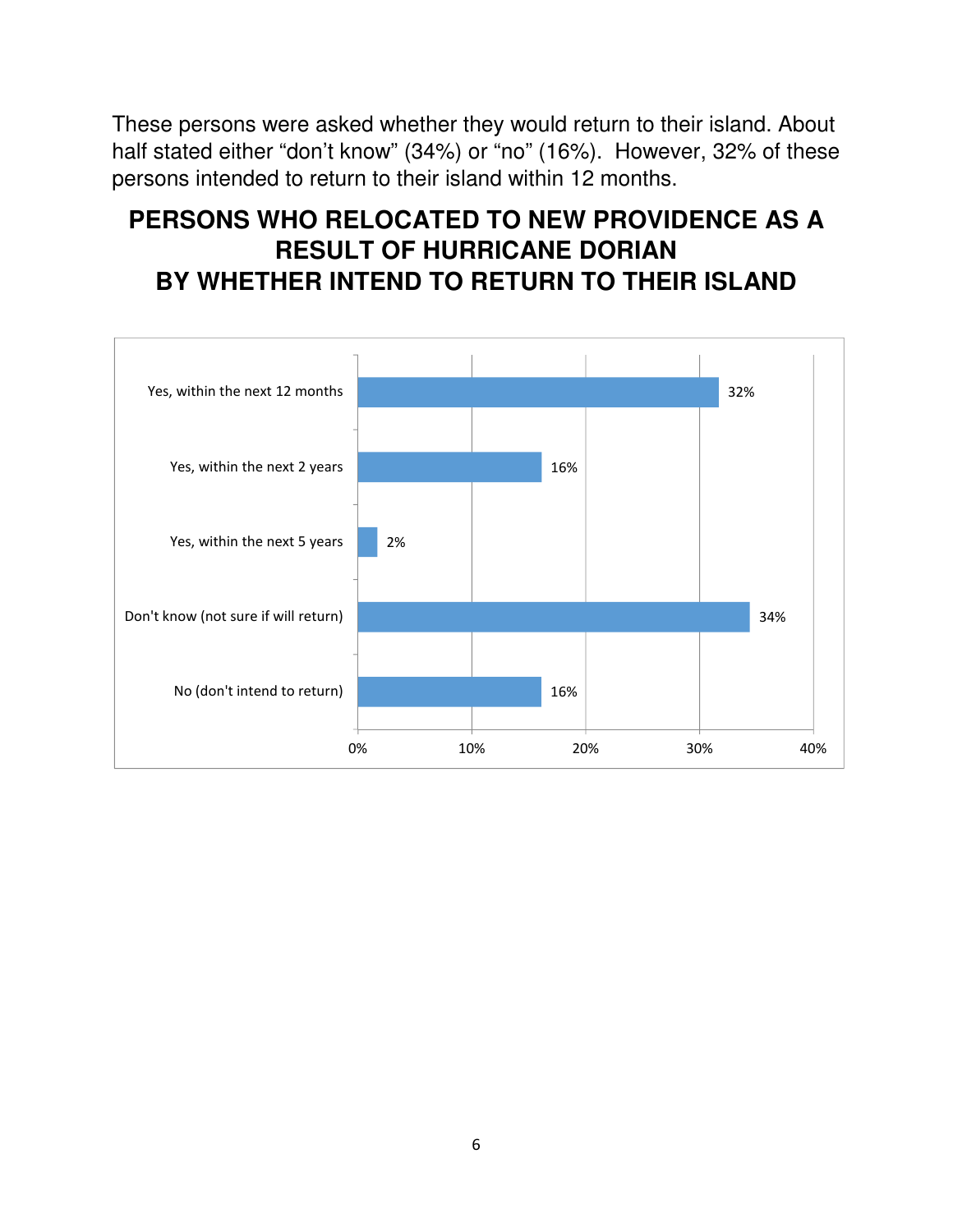These persons were asked whether they would return to their island. About half stated either “don’t know” (34%) or “no” (16%). However, 32% of these persons intended to return to their island within 12 months.

## PERSONS WHO RELOCATED TO NEW PROVIDENCE AS A RESULT OF HURRICANE DORIAN BY WHETHER INTEND TO RETURN TO THEIR ISLAND

| Response | Percent |
|---|---|
| Yes, within the next 12 months | 32% |
| Yes, within the next 2 years | 16% |
| Yes, within the next 5 years | 2% |
| Don't know (not sure if will return) | 34% |
| No (don't intend to return) | 16% |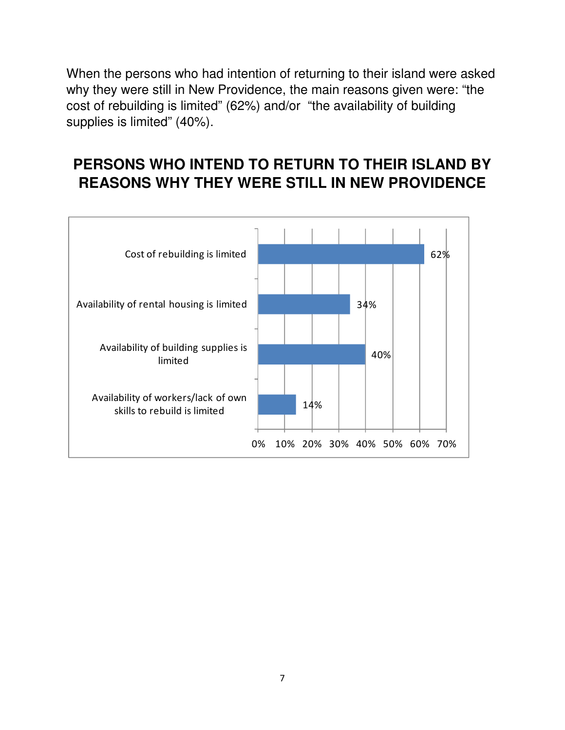When the persons who had intention of returning to their island were asked why they were still in New Providence, the main reasons given were: “the cost of rebuilding is limited” (62%) and/or “the availability of building supplies is limited” (40%).

## PERSONS WHO INTEND TO RETURN TO THEIR ISLAND BY REASONS WHY THEY WERE STILL IN NEW PROVIDENCE

| Reason | Percent |
| --- | --- |
| Cost of rebuilding is limited | 62% |
| Availability of rental housing is limited | 34% |
| Availability of building supplies is limited | 40% |
| Availability of workers/lack of own skills to rebuild is limited | 14% |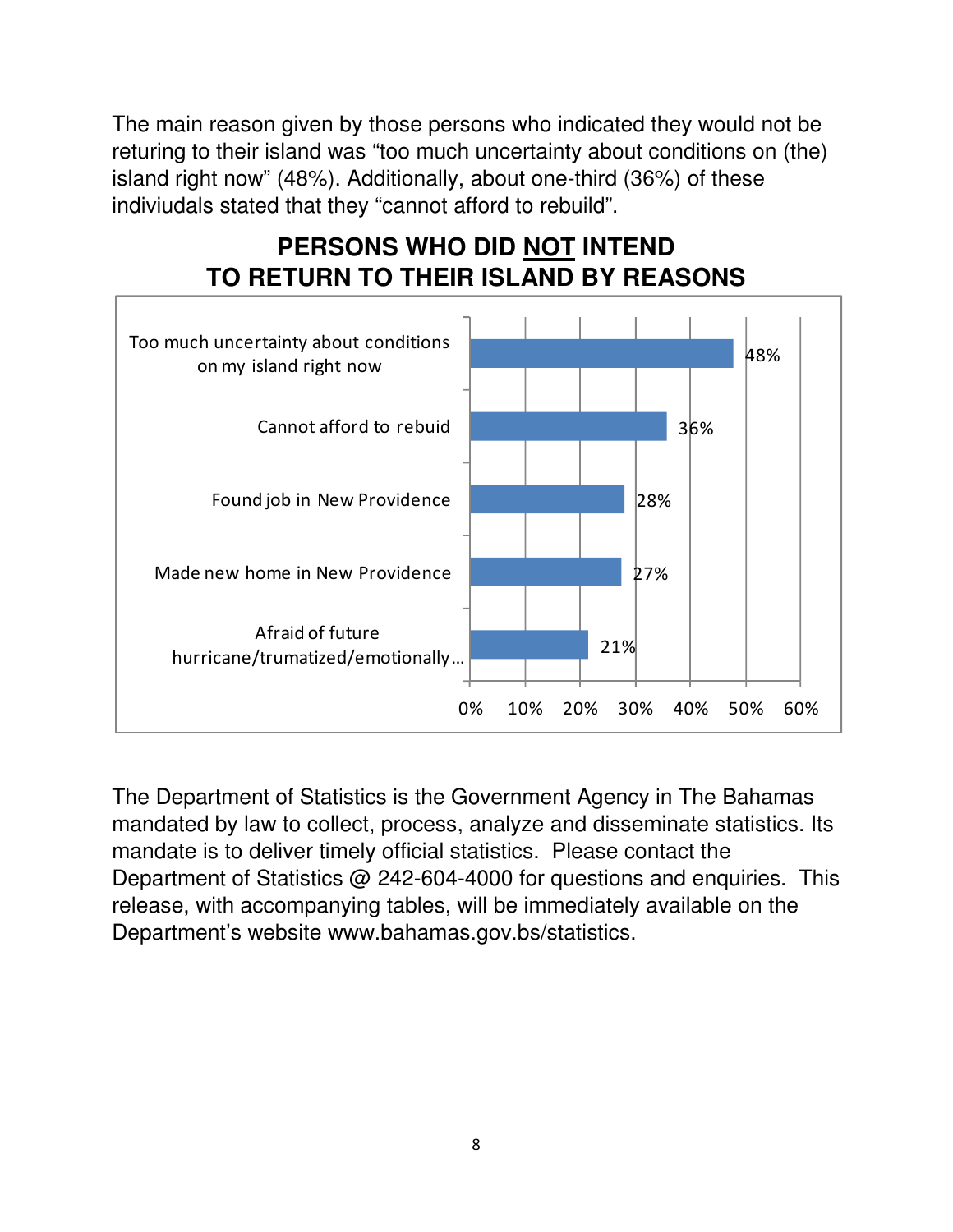The main reason given by those persons who indicated they would not be returing to their island was “too much uncertainty about conditions on (the) island right now” (48%). Additionally, about one-third (36%) of these indiviudals stated that they “cannot afford to rebuild”.

## PERSONS WHO DID NOT INTEND TO RETURN TO THEIR ISLAND BY REASONS

Too much uncertainty about conditions on my island right now
48%

Cannot afford to rebuid
36%

Found job in New Providence
28%

Made new home in New Providence
27%

Afraid of future hurricane/trumatized/emotionally...
21%

0% 10% 20% 30% 40% 50% 60%

The Department of Statistics is the Government Agency in The Bahamas mandated by law to collect, process, analyze and disseminate statistics. Its mandate is to deliver timely official statistics. Please contact the Department of Statistics @ 242-604-4000 for questions and enquiries. This release, with accompanying tables, will be immediately available on the Department’s website www.bahamas.gov.bs/statistics.